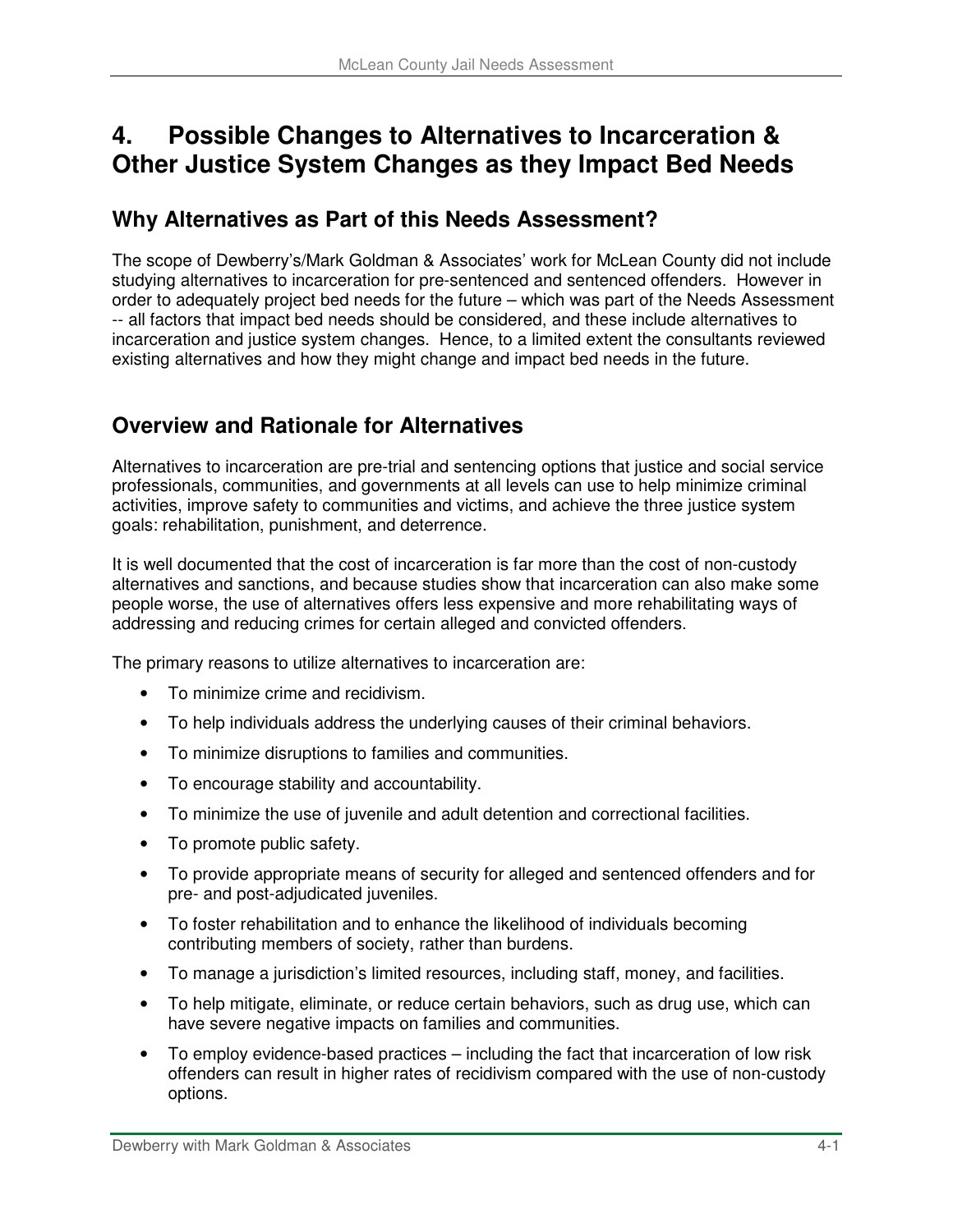# 4. Possible Changes to Alternatives to Incarceration & Other Justice System Changes as they Impact Bed Needs

## Why Alternatives as Part of this Needs Assessment?

The scope of Dewberry's/Mark Goldman & Associates' work for McLean County did not include studying alternatives to incarceration for pre-sentenced and sentenced offenders. However in order to adequately project bed needs for the future – which was part of the Needs Assessment -- all factors that impact bed needs should be considered, and these include alternatives to incarceration and justice system changes. Hence, to a limited extent the consultants reviewed existing alternatives and how they might change and impact bed needs in the future.

## Overview and Rationale for Alternatives

Alternatives to incarceration are pre-trial and sentencing options that justice and social service professionals, communities, and governments at all levels can use to help minimize criminal activities, improve safety to communities and victims, and achieve the three justice system goals: rehabilitation, punishment, and deterrence.

It is well documented that the cost of incarceration is far more than the cost of non-custody alternatives and sanctions, and because studies show that incarceration can also make some people worse, the use of alternatives offers less expensive and more rehabilitating ways of addressing and reducing crimes for certain alleged and convicted offenders.

The primary reasons to utilize alternatives to incarceration are:

- To minimize crime and recidivism.
- To help individuals address the underlying causes of their criminal behaviors.
- To minimize disruptions to families and communities.
- To encourage stability and accountability.
- To minimize the use of juvenile and adult detention and correctional facilities.
- To promote public safety.
- To provide appropriate means of security for alleged and sentenced offenders and for pre- and post-adjudicated juveniles.
- To foster rehabilitation and to enhance the likelihood of individuals becoming contributing members of society, rather than burdens.
- To manage a jurisdiction's limited resources, including staff, money, and facilities.
- To help mitigate, eliminate, or reduce certain behaviors, such as drug use, which can have severe negative impacts on families and communities.
- To employ evidence-based practices – including the fact that incarceration of low risk offenders can result in higher rates of recidivism compared with the use of non-custody options.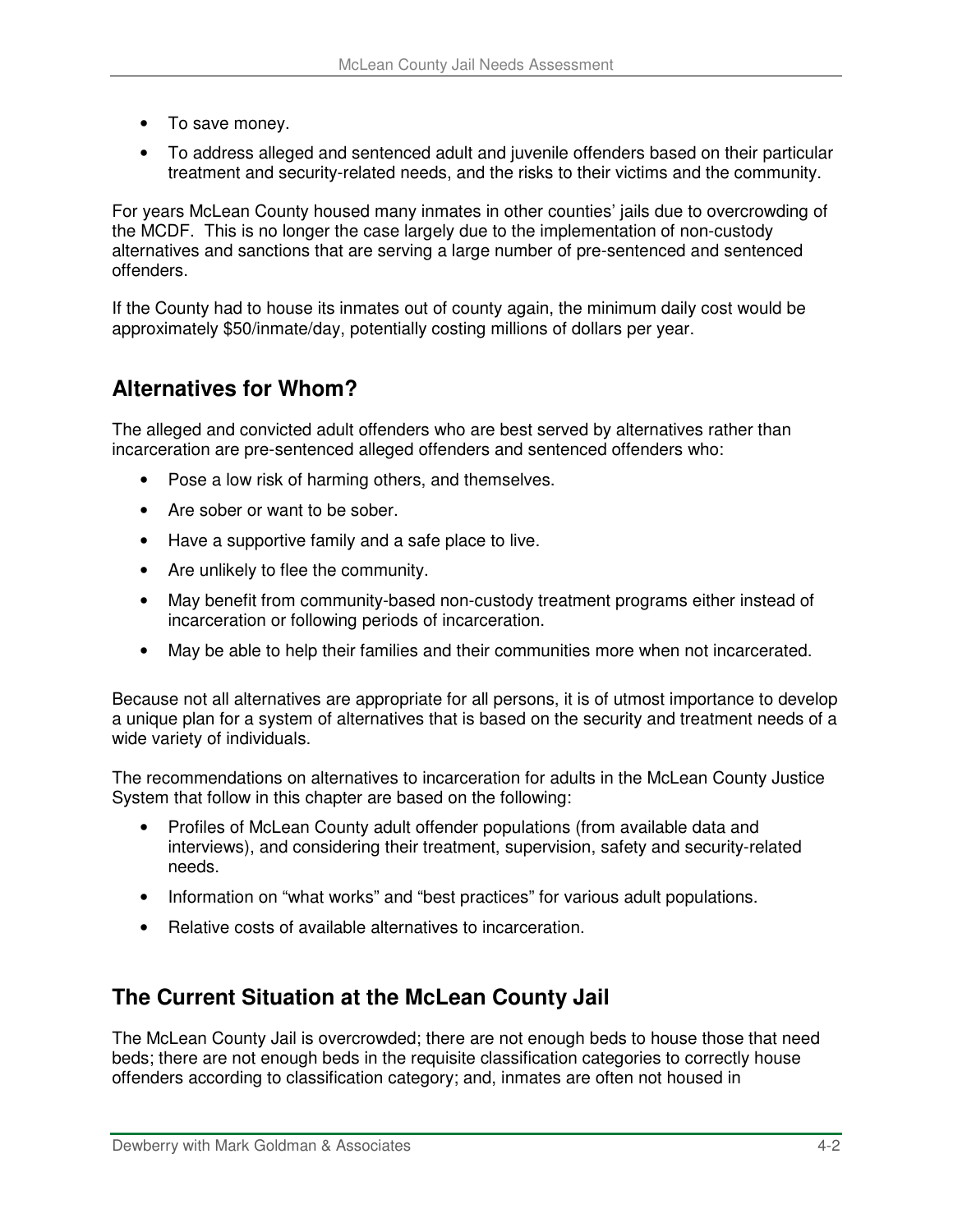- To save money.
- To address alleged and sentenced adult and juvenile offenders based on their particular treatment and security-related needs, and the risks to their victims and the community.

For years McLean County housed many inmates in other counties' jails due to overcrowding of the MCDF. This is no longer the case largely due to the implementation of non-custody alternatives and sanctions that are serving a large number of pre-sentenced and sentenced offenders.

If the County had to house its inmates out of county again, the minimum daily cost would be approximately $50/inmate/day, potentially costing millions of dollars per year.

## Alternatives for Whom?

The alleged and convicted adult offenders who are best served by alternatives rather than incarceration are pre-sentenced alleged offenders and sentenced offenders who:

- Pose a low risk of harming others, and themselves.
- Are sober or want to be sober.
- Have a supportive family and a safe place to live.
- Are unlikely to flee the community.
- May benefit from community-based non-custody treatment programs either instead of incarceration or following periods of incarceration.
- May be able to help their families and their communities more when not incarcerated.

Because not all alternatives are appropriate for all persons, it is of utmost importance to develop a unique plan for a system of alternatives that is based on the security and treatment needs of a wide variety of individuals.

The recommendations on alternatives to incarceration for adults in the McLean County Justice System that follow in this chapter are based on the following:

- Profiles of McLean County adult offender populations (from available data and interviews), and considering their treatment, supervision, safety and security-related needs.
- Information on "what works" and "best practices" for various adult populations.
- Relative costs of available alternatives to incarceration.

## The Current Situation at the McLean County Jail

The McLean County Jail is overcrowded; there are not enough beds to house those that need beds; there are not enough beds in the requisite classification categories to correctly house offenders according to classification category; and, inmates are often not housed in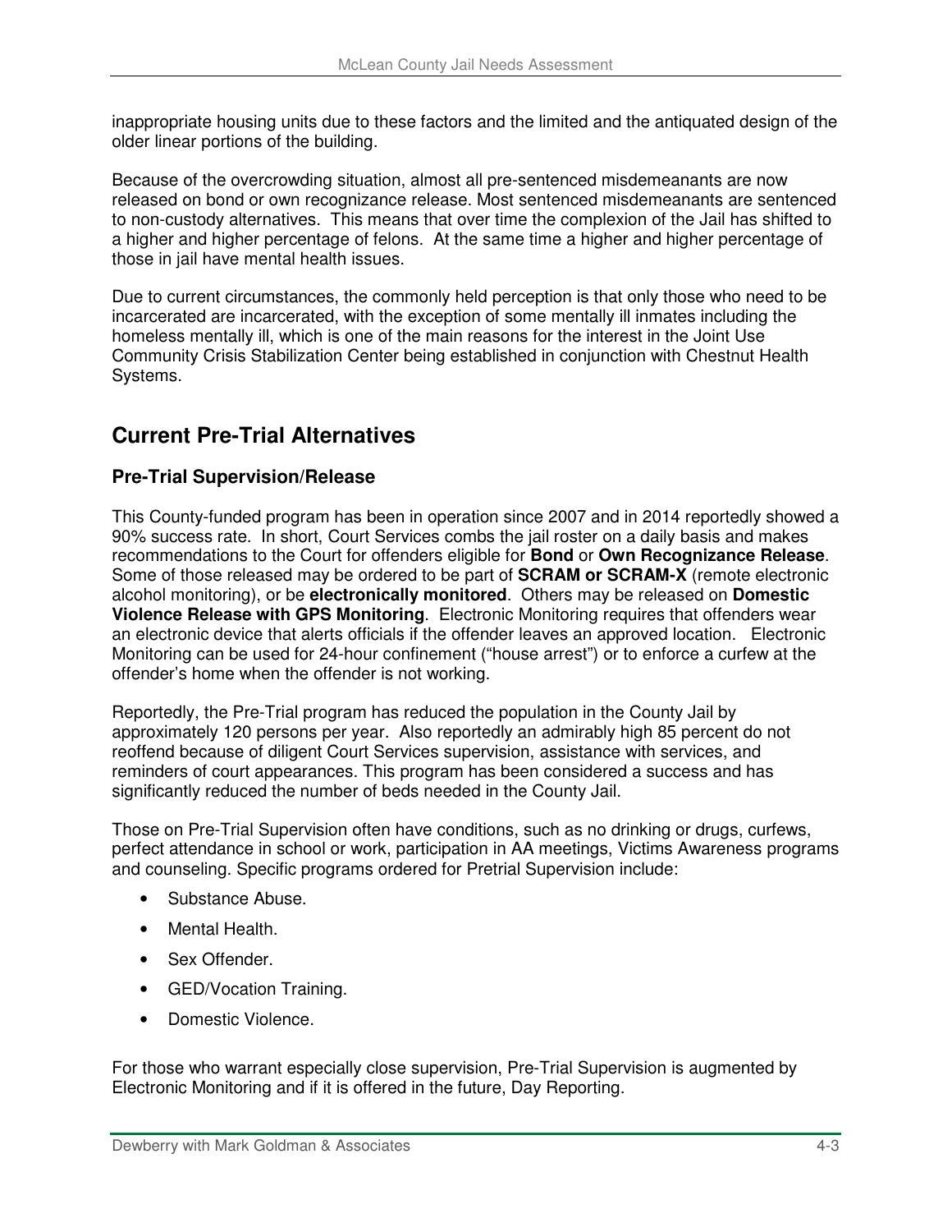inappropriate housing units due to these factors and the limited and the antiquated design of the older linear portions of the building.

Because of the overcrowding situation, almost all pre-sentenced misdemeanants are now released on bond or own recognizance release. Most sentenced misdemeanants are sentenced to non-custody alternatives. This means that over time the complexion of the Jail has shifted to a higher and higher percentage of felons. At the same time a higher and higher percentage of those in jail have mental health issues.

Due to current circumstances, the commonly held perception is that only those who need to be incarcerated are incarcerated, with the exception of some mentally ill inmates including the homeless mentally ill, which is one of the main reasons for the interest in the Joint Use Community Crisis Stabilization Center being established in conjunction with Chestnut Health Systems.

## Current Pre-Trial Alternatives

### Pre-Trial Supervision/Release

This County-funded program has been in operation since 2007 and in 2014 reportedly showed a 90% success rate. In short, Court Services combs the jail roster on a daily basis and makes recommendations to the Court for offenders eligible for **Bond** or **Own Recognizance Release**. Some of those released may be ordered to be part of **SCRAM or SCRAM-X** (remote electronic alcohol monitoring), or be **electronically monitored**. Others may be released on **Domestic Violence Release with GPS Monitoring**. Electronic Monitoring requires that offenders wear an electronic device that alerts officials if the offender leaves an approved location. Electronic Monitoring can be used for 24-hour confinement ("house arrest") or to enforce a curfew at the offender's home when the offender is not working.

Reportedly, the Pre-Trial program has reduced the population in the County Jail by approximately 120 persons per year. Also reportedly an admirably high 85 percent do not reoffend because of diligent Court Services supervision, assistance with services, and reminders of court appearances. This program has been considered a success and has significantly reduced the number of beds needed in the County Jail.

Those on Pre-Trial Supervision often have conditions, such as no drinking or drugs, curfews, perfect attendance in school or work, participation in AA meetings, Victims Awareness programs and counseling. Specific programs ordered for Pretrial Supervision include:

- Substance Abuse.
- Mental Health.
- Sex Offender.
- GED/Vocation Training.
- Domestic Violence.

For those who warrant especially close supervision, Pre-Trial Supervision is augmented by Electronic Monitoring and if it is offered in the future, Day Reporting.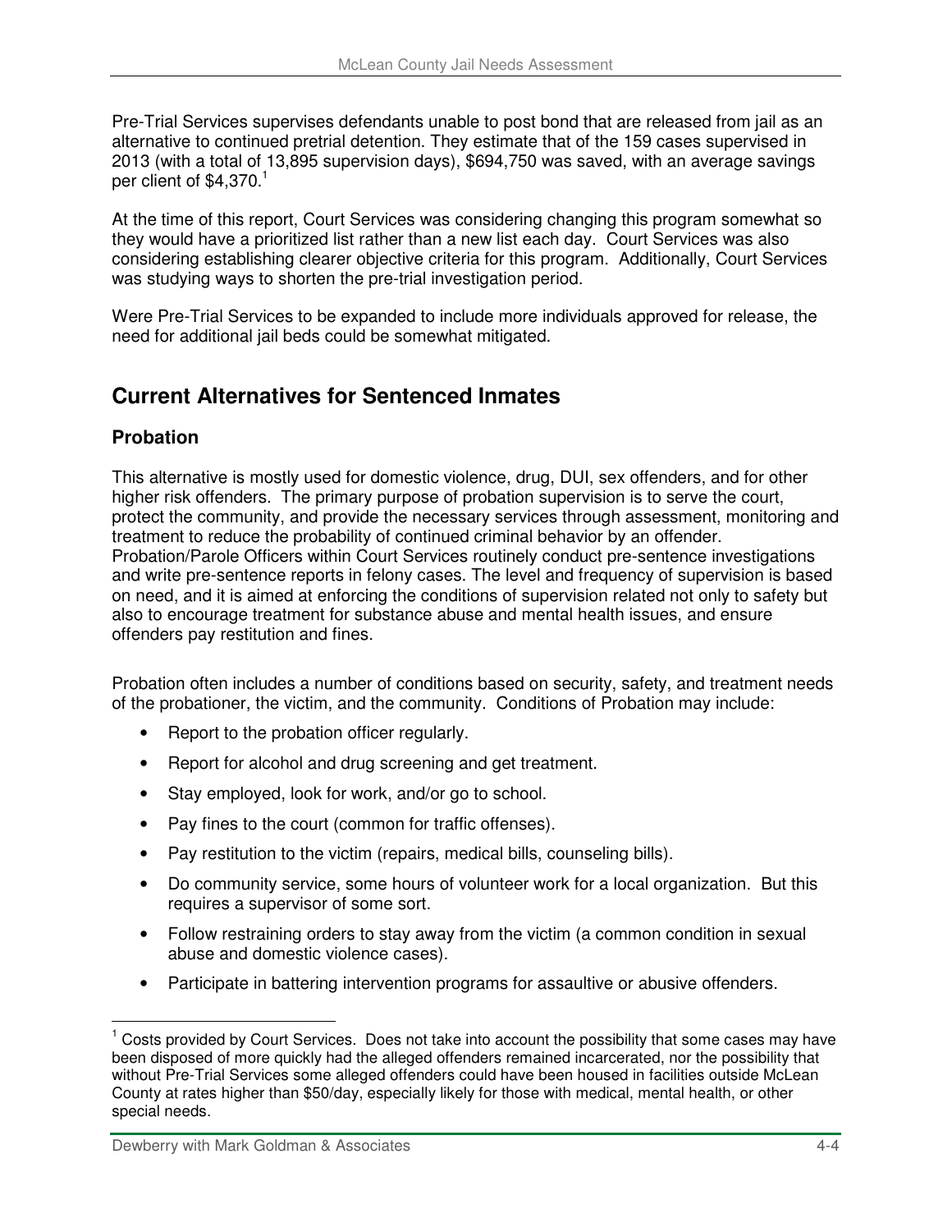Pre-Trial Services supervises defendants unable to post bond that are released from jail as an alternative to continued pretrial detention. They estimate that of the 159 cases supervised in 2013 (with a total of 13,895 supervision days), $694,750 was saved, with an average savings per client of $4,370.[1]

At the time of this report, Court Services was considering changing this program somewhat so they would have a prioritized list rather than a new list each day. Court Services was also considering establishing clearer objective criteria for this program. Additionally, Court Services was studying ways to shorten the pre-trial investigation period.

Were Pre-Trial Services to be expanded to include more individuals approved for release, the need for additional jail beds could be somewhat mitigated.

## Current Alternatives for Sentenced Inmates

### Probation

This alternative is mostly used for domestic violence, drug, DUI, sex offenders, and for other higher risk offenders. The primary purpose of probation supervision is to serve the court, protect the community, and provide the necessary services through assessment, monitoring and treatment to reduce the probability of continued criminal behavior by an offender. Probation/Parole Officers within Court Services routinely conduct pre-sentence investigations and write pre-sentence reports in felony cases. The level and frequency of supervision is based on need, and it is aimed at enforcing the conditions of supervision related not only to safety but also to encourage treatment for substance abuse and mental health issues, and ensure offenders pay restitution and fines.

Probation often includes a number of conditions based on security, safety, and treatment needs of the probationer, the victim, and the community. Conditions of Probation may include:

- Report to the probation officer regularly.
- Report for alcohol and drug screening and get treatment.
- Stay employed, look for work, and/or go to school.
- Pay fines to the court (common for traffic offenses).
- Pay restitution to the victim (repairs, medical bills, counseling bills).
- Do community service, some hours of volunteer work for a local organization. But this requires a supervisor of some sort.
- Follow restraining orders to stay away from the victim (a common condition in sexual abuse and domestic violence cases).
- Participate in battering intervention programs for assaultive or abusive offenders.

---

[1] Costs provided by Court Services. Does not take into account the possibility that some cases may have been disposed of more quickly had the alleged offenders remained incarcerated, nor the possibility that without Pre-Trial Services some alleged offenders could have been housed in facilities outside McLean County at rates higher than $50/day, especially likely for those with medical, mental health, or other special needs.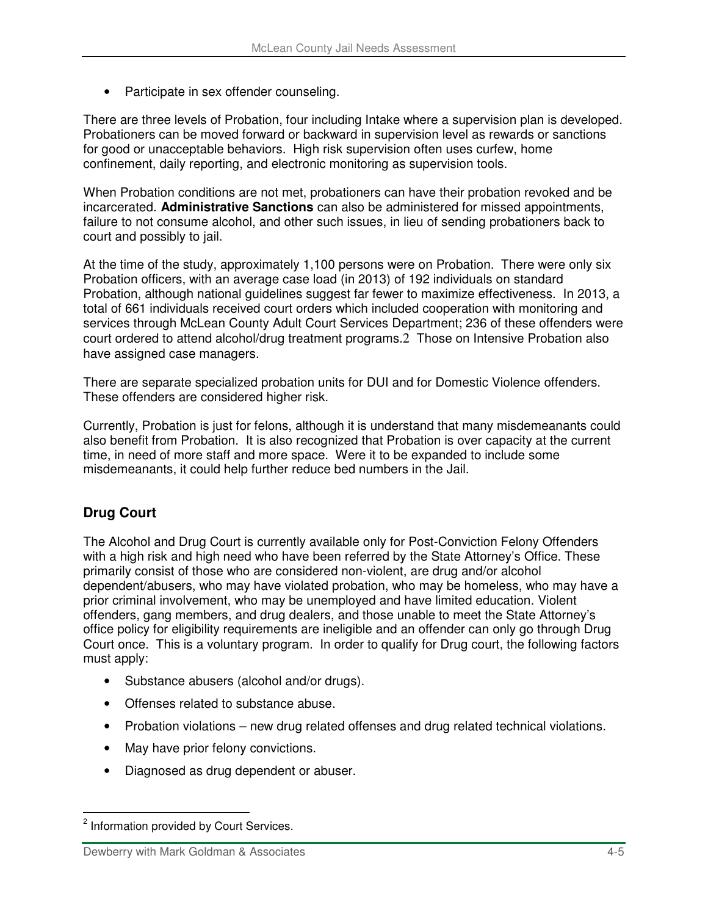- Participate in sex offender counseling.

There are three levels of Probation, four including Intake where a supervision plan is developed. Probationers can be moved forward or backward in supervision level as rewards or sanctions for good or unacceptable behaviors. High risk supervision often uses curfew, home confinement, daily reporting, and electronic monitoring as supervision tools.

When Probation conditions are not met, probationers can have their probation revoked and be incarcerated. **Administrative Sanctions** can also be administered for missed appointments, failure to not consume alcohol, and other such issues, in lieu of sending probationers back to court and possibly to jail.

At the time of the study, approximately 1,100 persons were on Probation. There were only six Probation officers, with an average case load (in 2013) of 192 individuals on standard Probation, although national guidelines suggest far fewer to maximize effectiveness. In 2013, a total of 661 individuals received court orders which included cooperation with monitoring and services through McLean County Adult Court Services Department; 236 of these offenders were court ordered to attend alcohol/drug treatment programs.[2] Those on Intensive Probation also have assigned case managers.

There are separate specialized probation units for DUI and for Domestic Violence offenders. These offenders are considered higher risk.

Currently, Probation is just for felons, although it is understand that many misdemeanants could also benefit from Probation. It is also recognized that Probation is over capacity at the current time, in need of more staff and more space. Were it to be expanded to include some misdemeanants, it could help further reduce bed numbers in the Jail.

## Drug Court

The Alcohol and Drug Court is currently available only for Post-Conviction Felony Offenders with a high risk and high need who have been referred by the State Attorney's Office. These primarily consist of those who are considered non-violent, are drug and/or alcohol dependent/abusers, who may have violated probation, who may be homeless, who may have a prior criminal involvement, who may be unemployed and have limited education. Violent offenders, gang members, and drug dealers, and those unable to meet the State Attorney's office policy for eligibility requirements are ineligible and an offender can only go through Drug Court once. This is a voluntary program. In order to qualify for Drug court, the following factors must apply:

- Substance abusers (alcohol and/or drugs).
- Offenses related to substance abuse.
- Probation violations – new drug related offenses and drug related technical violations.
- May have prior felony convictions.
- Diagnosed as drug dependent or abuser.

[2] Information provided by Court Services.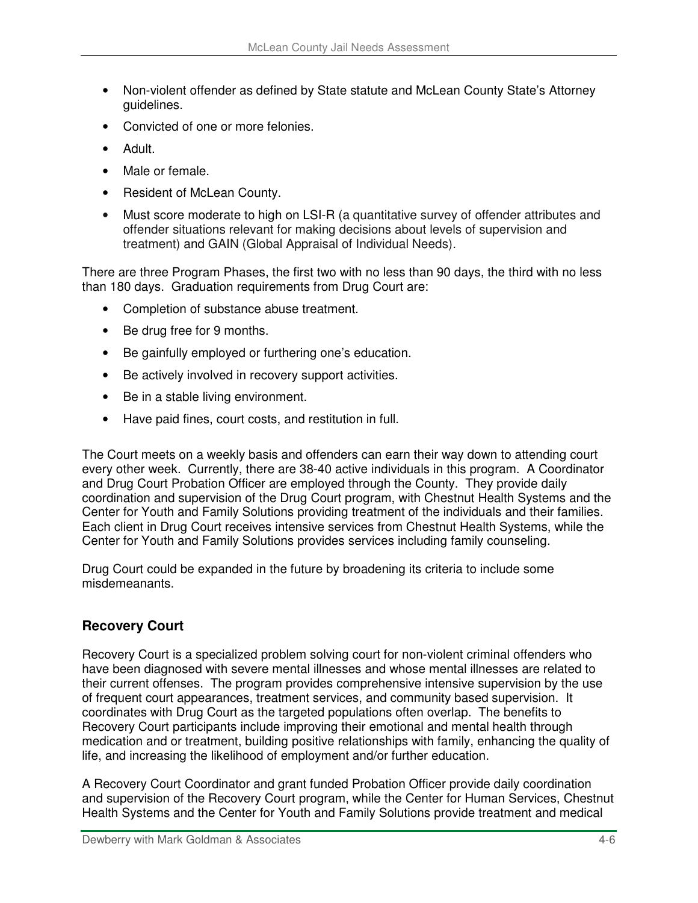- Non-violent offender as defined by State statute and McLean County State's Attorney guidelines.
- Convicted of one or more felonies.
- Adult.
- Male or female.
- Resident of McLean County.
- Must score moderate to high on LSI-R (a quantitative survey of offender attributes and offender situations relevant for making decisions about levels of supervision and treatment) and GAIN (Global Appraisal of Individual Needs).

There are three Program Phases, the first two with no less than 90 days, the third with no less than 180 days. Graduation requirements from Drug Court are:

- Completion of substance abuse treatment.
- Be drug free for 9 months.
- Be gainfully employed or furthering one's education.
- Be actively involved in recovery support activities.
- Be in a stable living environment.
- Have paid fines, court costs, and restitution in full.

The Court meets on a weekly basis and offenders can earn their way down to attending court every other week. Currently, there are 38-40 active individuals in this program. A Coordinator and Drug Court Probation Officer are employed through the County. They provide daily coordination and supervision of the Drug Court program, with Chestnut Health Systems and the Center for Youth and Family Solutions providing treatment of the individuals and their families. Each client in Drug Court receives intensive services from Chestnut Health Systems, while the Center for Youth and Family Solutions provides services including family counseling.

Drug Court could be expanded in the future by broadening its criteria to include some misdemeanants.

### Recovery Court

Recovery Court is a specialized problem solving court for non-violent criminal offenders who have been diagnosed with severe mental illnesses and whose mental illnesses are related to their current offenses. The program provides comprehensive intensive supervision by the use of frequent court appearances, treatment services, and community based supervision. It coordinates with Drug Court as the targeted populations often overlap. The benefits to Recovery Court participants include improving their emotional and mental health through medication and or treatment, building positive relationships with family, enhancing the quality of life, and increasing the likelihood of employment and/or further education.

A Recovery Court Coordinator and grant funded Probation Officer provide daily coordination and supervision of the Recovery Court program, while the Center for Human Services, Chestnut Health Systems and the Center for Youth and Family Solutions provide treatment and medical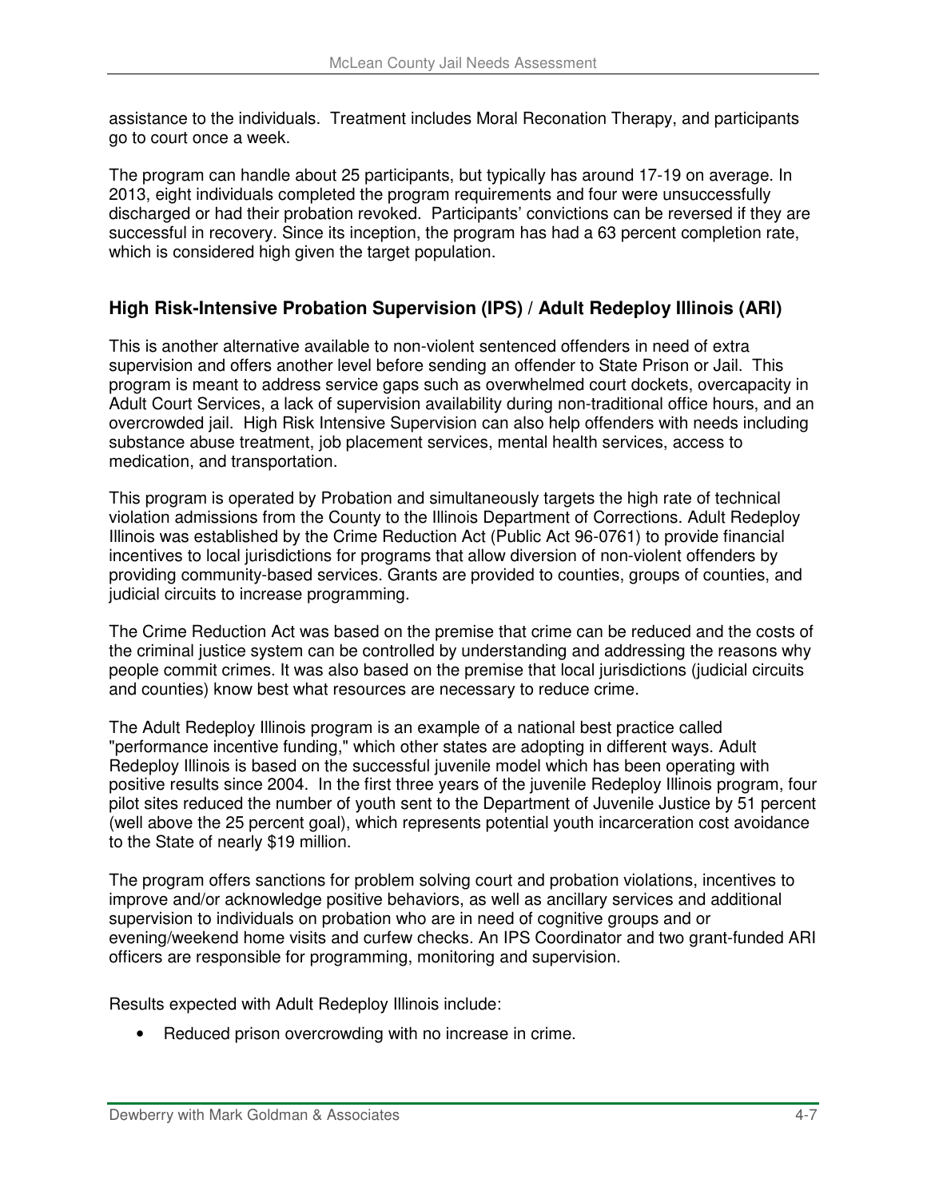assistance to the individuals. Treatment includes Moral Reconation Therapy, and participants go to court once a week.

The program can handle about 25 participants, but typically has around 17-19 on average. In 2013, eight individuals completed the program requirements and four were unsuccessfully discharged or had their probation revoked. Participants' convictions can be reversed if they are successful in recovery. Since its inception, the program has had a 63 percent completion rate, which is considered high given the target population.

### High Risk-Intensive Probation Supervision (IPS) / Adult Redeploy Illinois (ARI)

This is another alternative available to non-violent sentenced offenders in need of extra supervision and offers another level before sending an offender to State Prison or Jail. This program is meant to address service gaps such as overwhelmed court dockets, overcapacity in Adult Court Services, a lack of supervision availability during non-traditional office hours, and an overcrowded jail. High Risk Intensive Supervision can also help offenders with needs including substance abuse treatment, job placement services, mental health services, access to medication, and transportation.

This program is operated by Probation and simultaneously targets the high rate of technical violation admissions from the County to the Illinois Department of Corrections. Adult Redeploy Illinois was established by the Crime Reduction Act (Public Act 96-0761) to provide financial incentives to local jurisdictions for programs that allow diversion of non-violent offenders by providing community-based services. Grants are provided to counties, groups of counties, and judicial circuits to increase programming.

The Crime Reduction Act was based on the premise that crime can be reduced and the costs of the criminal justice system can be controlled by understanding and addressing the reasons why people commit crimes. It was also based on the premise that local jurisdictions (judicial circuits and counties) know best what resources are necessary to reduce crime.

The Adult Redeploy Illinois program is an example of a national best practice called "performance incentive funding," which other states are adopting in different ways. Adult Redeploy Illinois is based on the successful juvenile model which has been operating with positive results since 2004. In the first three years of the juvenile Redeploy Illinois program, four pilot sites reduced the number of youth sent to the Department of Juvenile Justice by 51 percent (well above the 25 percent goal), which represents potential youth incarceration cost avoidance to the State of nearly $19 million.

The program offers sanctions for problem solving court and probation violations, incentives to improve and/or acknowledge positive behaviors, as well as ancillary services and additional supervision to individuals on probation who are in need of cognitive groups and or evening/weekend home visits and curfew checks. An IPS Coordinator and two grant-funded ARI officers are responsible for programming, monitoring and supervision.

Results expected with Adult Redeploy Illinois include:

- Reduced prison overcrowding with no increase in crime.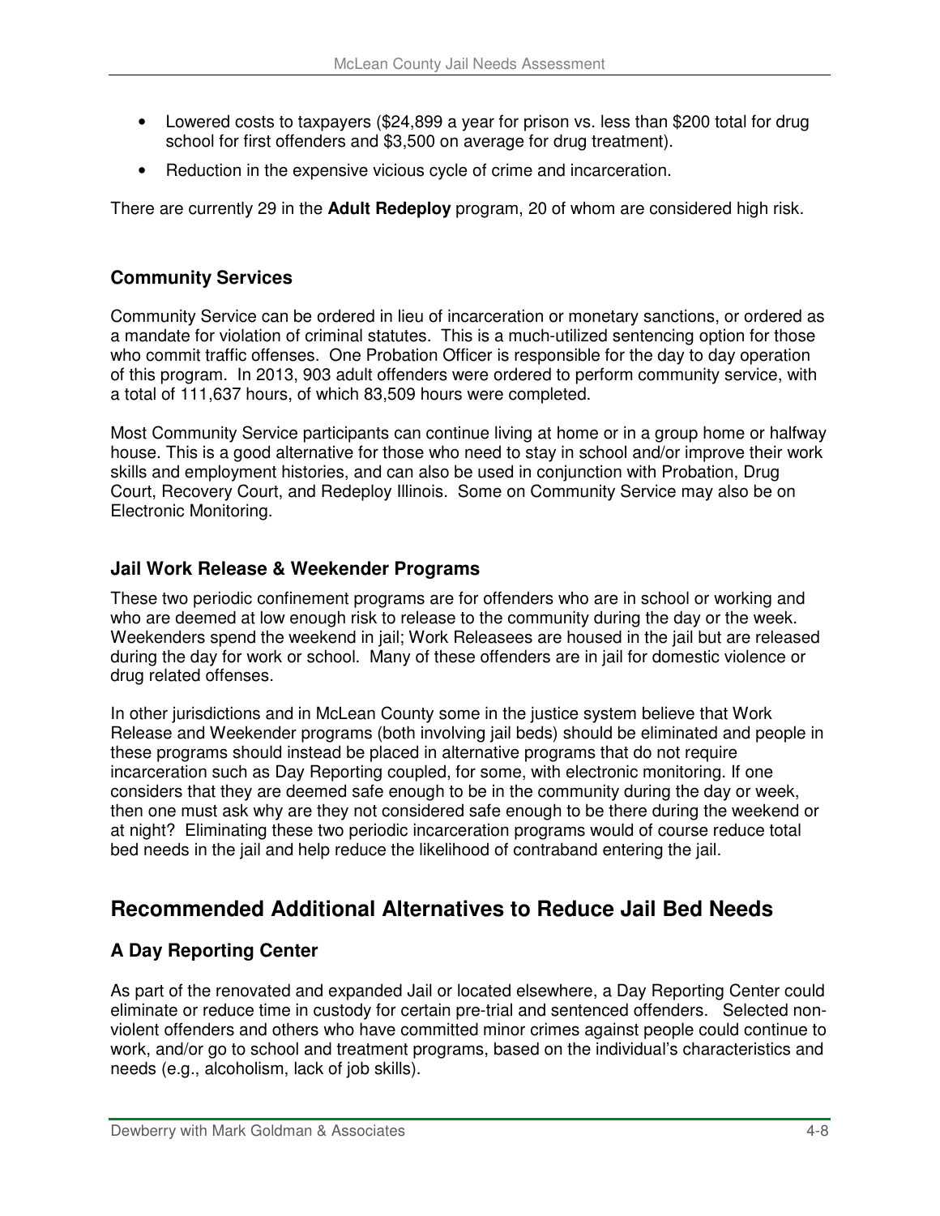- Lowered costs to taxpayers ($24,899 a year for prison vs. less than $200 total for drug school for first offenders and $3,500 on average for drug treatment).
- Reduction in the expensive vicious cycle of crime and incarceration.

There are currently 29 in the **Adult Redeploy** program, 20 of whom are considered high risk.

### Community Services

Community Service can be ordered in lieu of incarceration or monetary sanctions, or ordered as a mandate for violation of criminal statutes. This is a much-utilized sentencing option for those who commit traffic offenses. One Probation Officer is responsible for the day to day operation of this program. In 2013, 903 adult offenders were ordered to perform community service, with a total of 111,637 hours, of which 83,509 hours were completed.

Most Community Service participants can continue living at home or in a group home or halfway house. This is a good alternative for those who need to stay in school and/or improve their work skills and employment histories, and can also be used in conjunction with Probation, Drug Court, Recovery Court, and Redeploy Illinois. Some on Community Service may also be on Electronic Monitoring.

### Jail Work Release & Weekender Programs

These two periodic confinement programs are for offenders who are in school or working and who are deemed at low enough risk to release to the community during the day or the week. Weekenders spend the weekend in jail; Work Releasees are housed in the jail but are released during the day for work or school. Many of these offenders are in jail for domestic violence or drug related offenses.

In other jurisdictions and in McLean County some in the justice system believe that Work Release and Weekender programs (both involving jail beds) should be eliminated and people in these programs should instead be placed in alternative programs that do not require incarceration such as Day Reporting coupled, for some, with electronic monitoring. If one considers that they are deemed safe enough to be in the community during the day or week, then one must ask why are they not considered safe enough to be there during the weekend or at night? Eliminating these two periodic incarceration programs would of course reduce total bed needs in the jail and help reduce the likelihood of contraband entering the jail.

## Recommended Additional Alternatives to Reduce Jail Bed Needs

### A Day Reporting Center

As part of the renovated and expanded Jail or located elsewhere, a Day Reporting Center could eliminate or reduce time in custody for certain pre-trial and sentenced offenders. Selected non-violent offenders and others who have committed minor crimes against people could continue to work, and/or go to school and treatment programs, based on the individual's characteristics and needs (e.g., alcoholism, lack of job skills).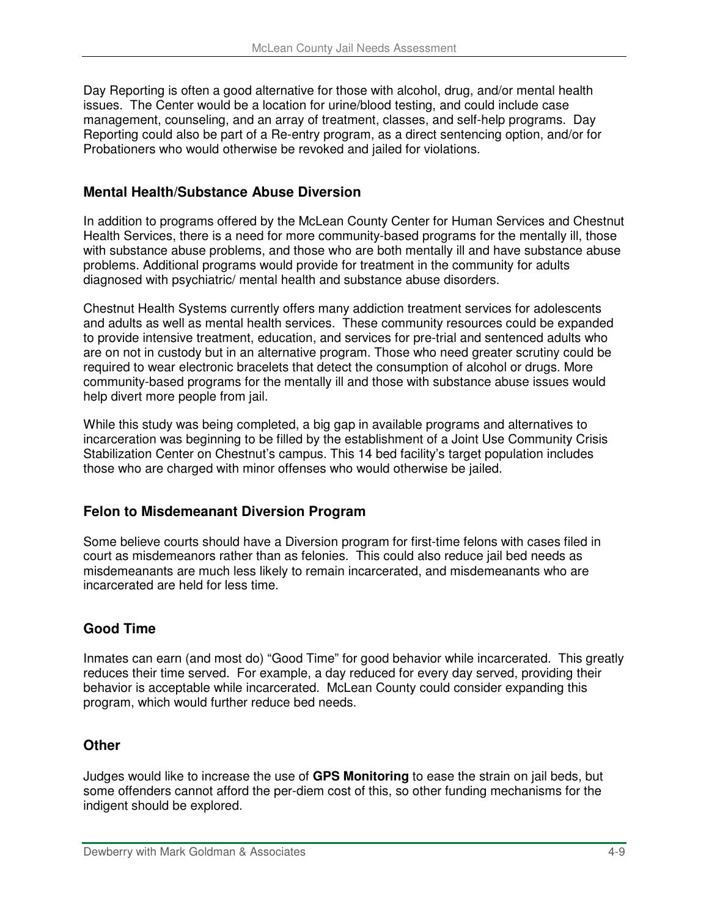Day Reporting is often a good alternative for those with alcohol, drug, and/or mental health issues. The Center would be a location for urine/blood testing, and could include case management, counseling, and an array of treatment, classes, and self-help programs. Day Reporting could also be part of a Re-entry program, as a direct sentencing option, and/or for Probationers who would otherwise be revoked and jailed for violations.

### Mental Health/Substance Abuse Diversion

In addition to programs offered by the McLean County Center for Human Services and Chestnut Health Services, there is a need for more community-based programs for the mentally ill, those with substance abuse problems, and those who are both mentally ill and have substance abuse problems. Additional programs would provide for treatment in the community for adults diagnosed with psychiatric/ mental health and substance abuse disorders.

Chestnut Health Systems currently offers many addiction treatment services for adolescents and adults as well as mental health services. These community resources could be expanded to provide intensive treatment, education, and services for pre-trial and sentenced adults who are on not in custody but in an alternative program. Those who need greater scrutiny could be required to wear electronic bracelets that detect the consumption of alcohol or drugs. More community-based programs for the mentally ill and those with substance abuse issues would help divert more people from jail.

While this study was being completed, a big gap in available programs and alternatives to incarceration was beginning to be filled by the establishment of a Joint Use Community Crisis Stabilization Center on Chestnut's campus. This 14 bed facility's target population includes those who are charged with minor offenses who would otherwise be jailed.

### Felon to Misdemeanant Diversion Program

Some believe courts should have a Diversion program for first-time felons with cases filed in court as misdemeanors rather than as felonies. This could also reduce jail bed needs as misdemeanants are much less likely to remain incarcerated, and misdemeanants who are incarcerated are held for less time.

### Good Time

Inmates can earn (and most do) "Good Time" for good behavior while incarcerated. This greatly reduces their time served. For example, a day reduced for every day served, providing their behavior is acceptable while incarcerated. McLean County could consider expanding this program, which would further reduce bed needs.

### Other

Judges would like to increase the use of **GPS Monitoring** to ease the strain on jail beds, but some offenders cannot afford the per-diem cost of this, so other funding mechanisms for the indigent should be explored.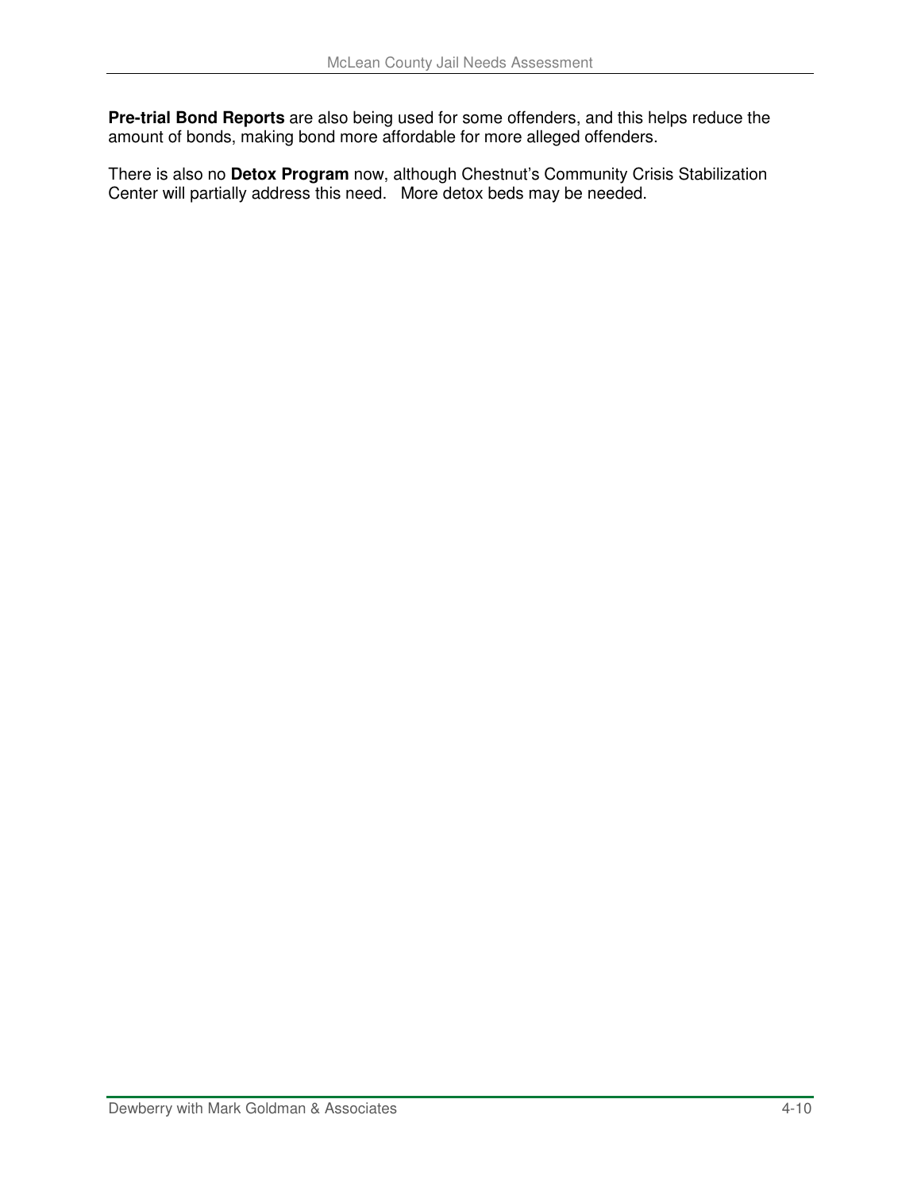**Pre-trial Bond Reports** are also being used for some offenders, and this helps reduce the amount of bonds, making bond more affordable for more alleged offenders.

There is also no **Detox Program** now, although Chestnut's Community Crisis Stabilization Center will partially address this need. More detox beds may be needed.